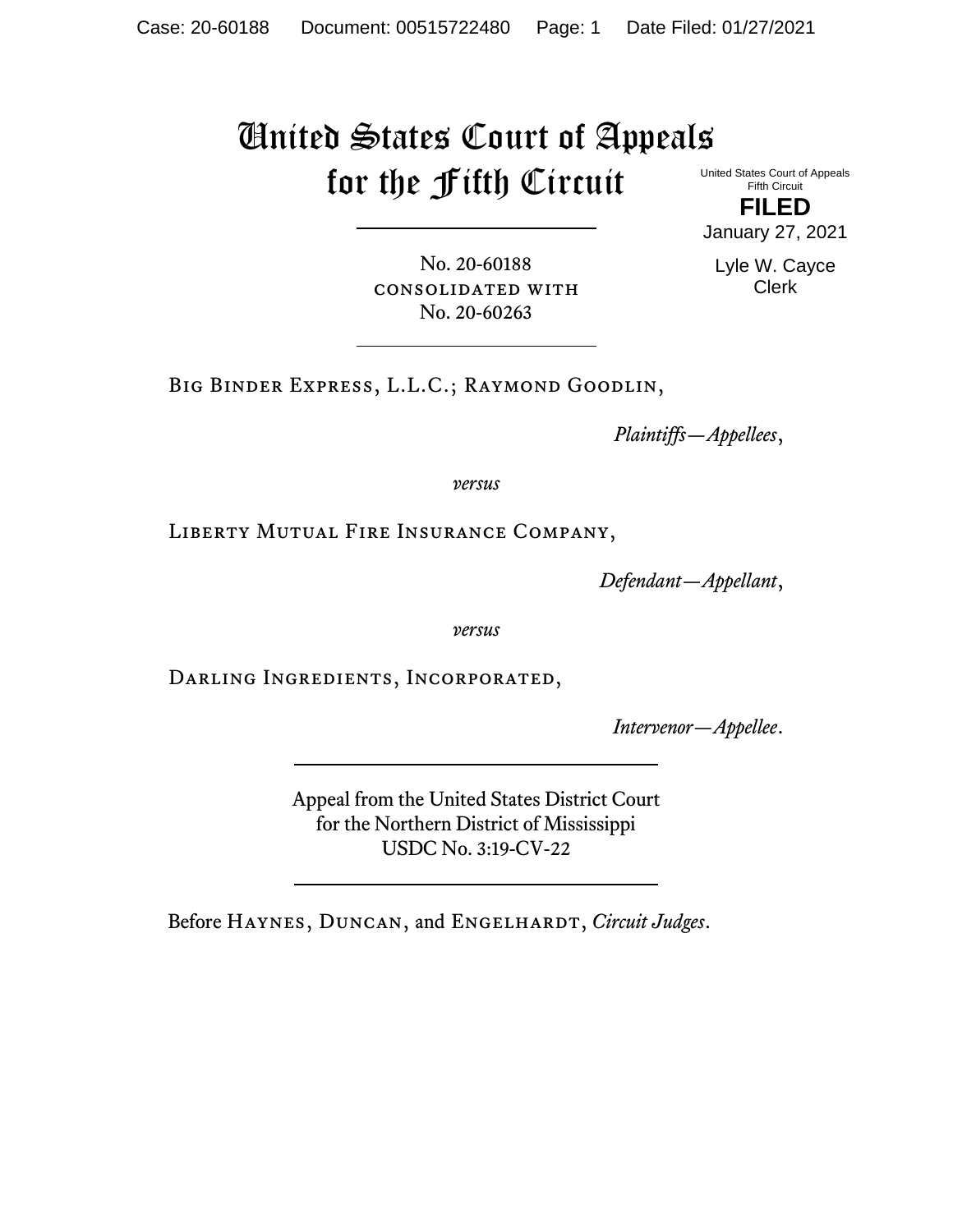# United States Court of Appeals for the Fifth Circuit

United States Court of Appeals
Fifth Circuit

**FILED**

January 27, 2021

Lyle W. Cayce
Clerk

No. 20-60188
consolidated with
No. 20-60263

---

Big Binder Express, L.L.C.; Raymond Goodlin,

*Plaintiffs—Appellees*,

*versus*

Liberty Mutual Fire Insurance Company,

*Defendant—Appellant*,

*versus*

Darling Ingredients, Incorporated,

*Intervenor—Appellee*.

---

Appeal from the United States District Court
for the Northern District of Mississippi
USDC No. 3:19-CV-22

---

Before Haynes, Duncan, and Engelhardt, *Circuit Judges*.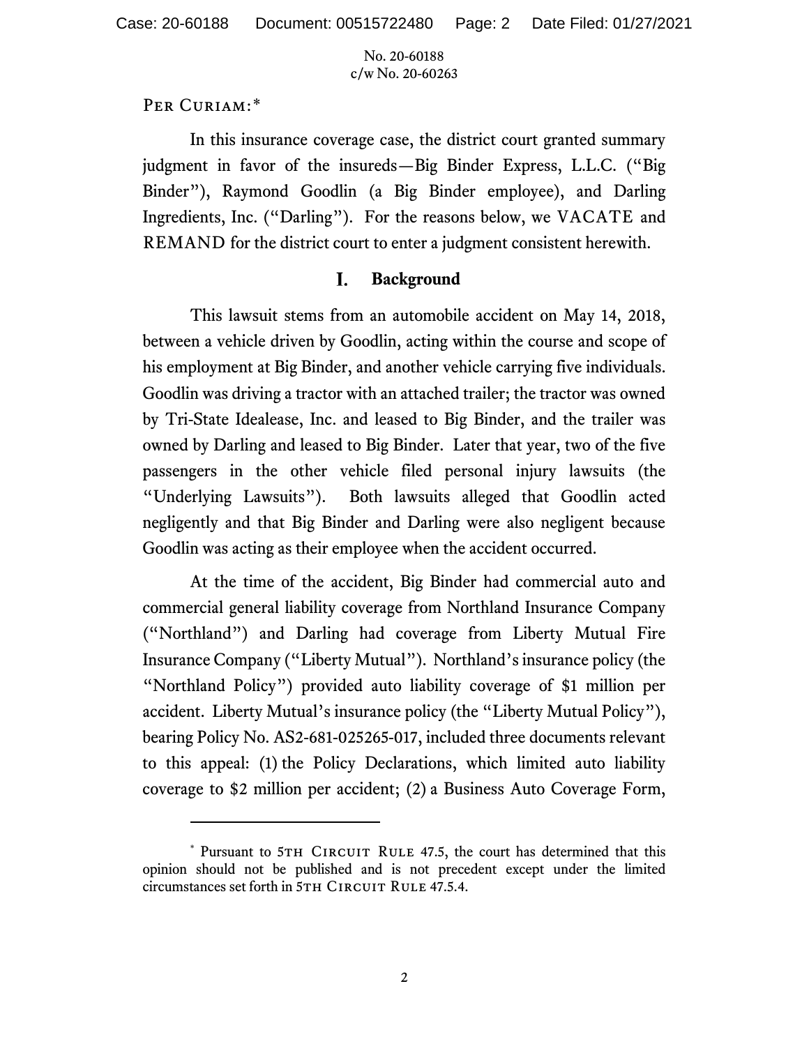PER CURIAM:*

In this insurance coverage case, the district court granted summary judgment in favor of the insureds—Big Binder Express, L.L.C. ("Big Binder"), Raymond Goodlin (a Big Binder employee), and Darling Ingredients, Inc. ("Darling"). For the reasons below, we VACATE and REMAND for the district court to enter a judgment consistent herewith.

## I. Background

This lawsuit stems from an automobile accident on May 14, 2018, between a vehicle driven by Goodlin, acting within the course and scope of his employment at Big Binder, and another vehicle carrying five individuals. Goodlin was driving a tractor with an attached trailer; the tractor was owned by Tri-State Idealease, Inc. and leased to Big Binder, and the trailer was owned by Darling and leased to Big Binder. Later that year, two of the five passengers in the other vehicle filed personal injury lawsuits (the "Underlying Lawsuits"). Both lawsuits alleged that Goodlin acted negligently and that Big Binder and Darling were also negligent because Goodlin was acting as their employee when the accident occurred.

At the time of the accident, Big Binder had commercial auto and commercial general liability coverage from Northland Insurance Company ("Northland") and Darling had coverage from Liberty Mutual Fire Insurance Company ("Liberty Mutual"). Northland's insurance policy (the "Northland Policy") provided auto liability coverage of $1 million per accident. Liberty Mutual's insurance policy (the "Liberty Mutual Policy"), bearing Policy No. AS2-681-025265-017, included three documents relevant to this appeal: (1) the Policy Declarations, which limited auto liability coverage to $2 million per accident; (2) a Business Auto Coverage Form,

---

* Pursuant to 5TH CIRCUIT RULE 47.5, the court has determined that this opinion should not be published and is not precedent except under the limited circumstances set forth in 5TH CIRCUIT RULE 47.5.4.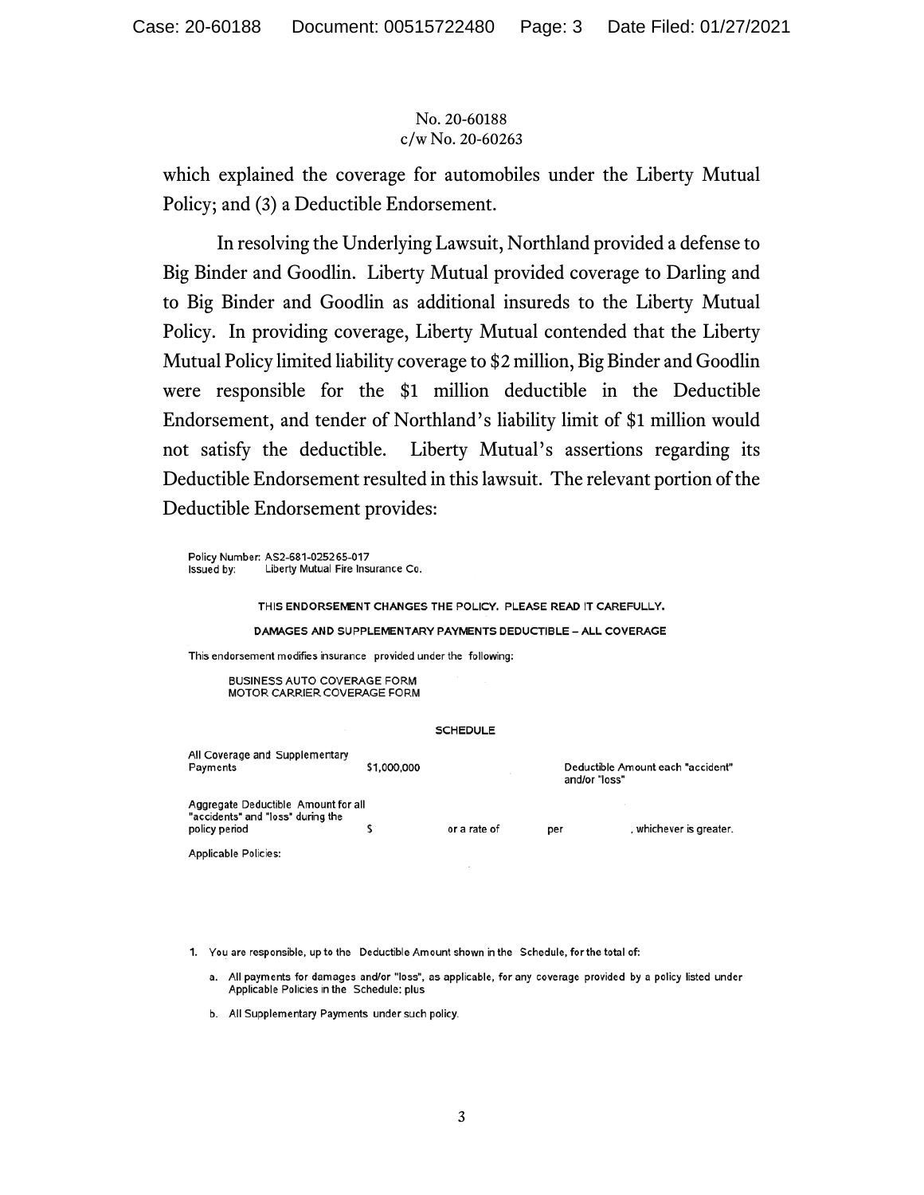which explained the coverage for automobiles under the Liberty Mutual Policy; and (3) a Deductible Endorsement.

In resolving the Underlying Lawsuit, Northland provided a defense to Big Binder and Goodlin. Liberty Mutual provided coverage to Darling and to Big Binder and Goodlin as additional insureds to the Liberty Mutual Policy. In providing coverage, Liberty Mutual contended that the Liberty Mutual Policy limited liability coverage to $2 million, Big Binder and Goodlin were responsible for the $1 million deductible in the Deductible Endorsement, and tender of Northland's liability limit of $1 million would not satisfy the deductible. Liberty Mutual's assertions regarding its Deductible Endorsement resulted in this lawsuit. The relevant portion of the Deductible Endorsement provides:

Policy Number: AS2-681-025265-017
Issued by: Liberty Mutual Fire Insurance Co.

THIS ENDORSEMENT CHANGES THE POLICY. PLEASE READ IT CAREFULLY.

DAMAGES AND SUPPLEMENTARY PAYMENTS DEDUCTIBLE – ALL COVERAGE

This endorsement modifies insurance provided under the following:

BUSINESS AUTO COVERAGE FORM
MOTOR CARRIER COVERAGE FORM

SCHEDULE

| | | | | |
|---|---|---|---|---|
| All Coverage and Supplementary Payments | $1,000,000 | | Deductible Amount each "accident" and/or "loss" | |
| Aggregate Deductible Amount for all "accidents" and "loss" during the policy period | $ | or a rate of | per | , whichever is greater. |

Applicable Policies:

1. You are responsible, up to the Deductible Amount shown in the Schedule, for the total of:

   a. All payments for damages and/or "loss", as applicable, for any coverage provided by a policy listed under Applicable Policies in the Schedule; plus

   b. All Supplementary Payments under such policy.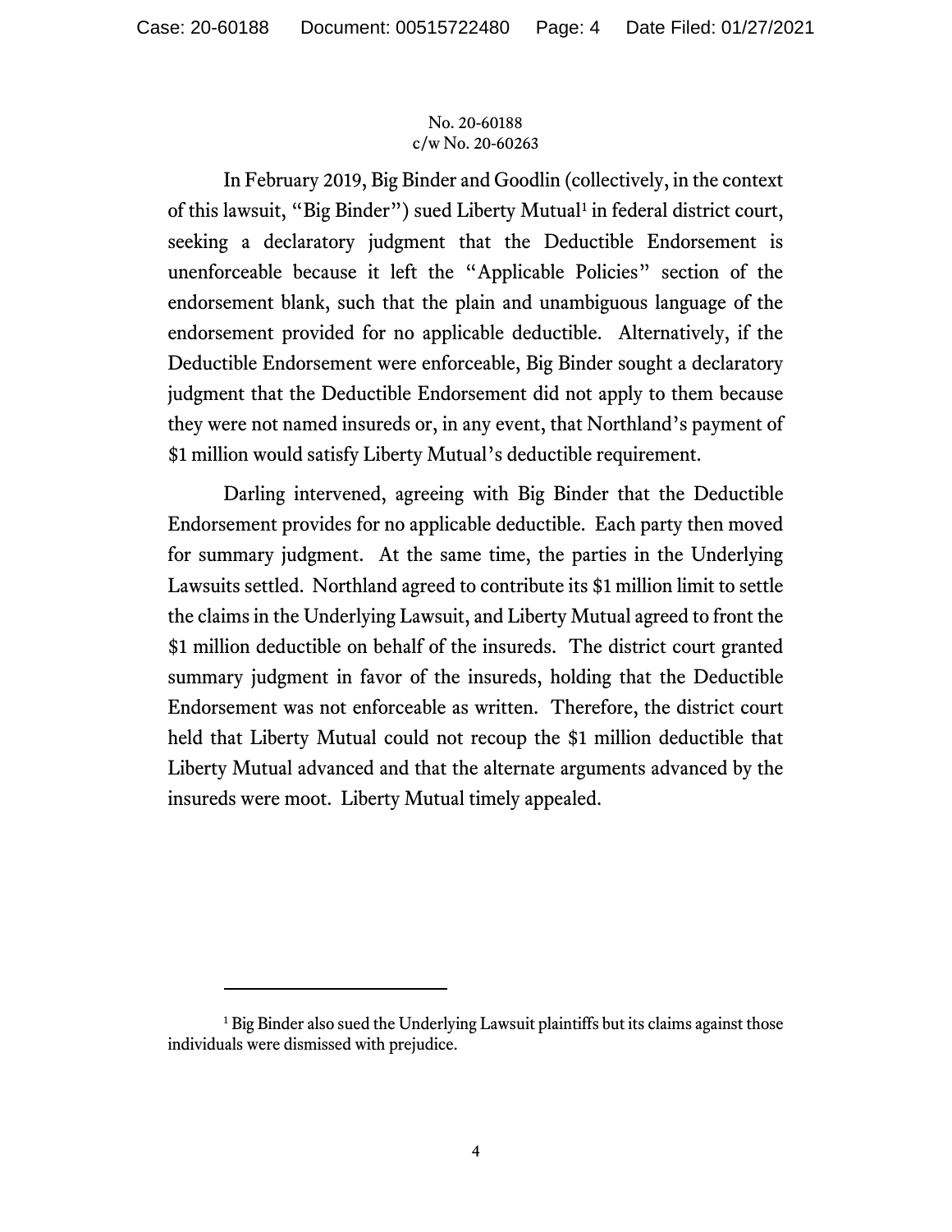In February 2019, Big Binder and Goodlin (collectively, in the context of this lawsuit, "Big Binder") sued Liberty Mutual[1] in federal district court, seeking a declaratory judgment that the Deductible Endorsement is unenforceable because it left the "Applicable Policies" section of the endorsement blank, such that the plain and unambiguous language of the endorsement provided for no applicable deductible. Alternatively, if the Deductible Endorsement were enforceable, Big Binder sought a declaratory judgment that the Deductible Endorsement did not apply to them because they were not named insureds or, in any event, that Northland's payment of $1 million would satisfy Liberty Mutual's deductible requirement.

Darling intervened, agreeing with Big Binder that the Deductible Endorsement provides for no applicable deductible. Each party then moved for summary judgment. At the same time, the parties in the Underlying Lawsuits settled. Northland agreed to contribute its $1 million limit to settle the claims in the Underlying Lawsuit, and Liberty Mutual agreed to front the $1 million deductible on behalf of the insureds. The district court granted summary judgment in favor of the insureds, holding that the Deductible Endorsement was not enforceable as written. Therefore, the district court held that Liberty Mutual could not recoup the $1 million deductible that Liberty Mutual advanced and that the alternate arguments advanced by the insureds were moot. Liberty Mutual timely appealed.

---

[1] Big Binder also sued the Underlying Lawsuit plaintiffs but its claims against those individuals were dismissed with prejudice.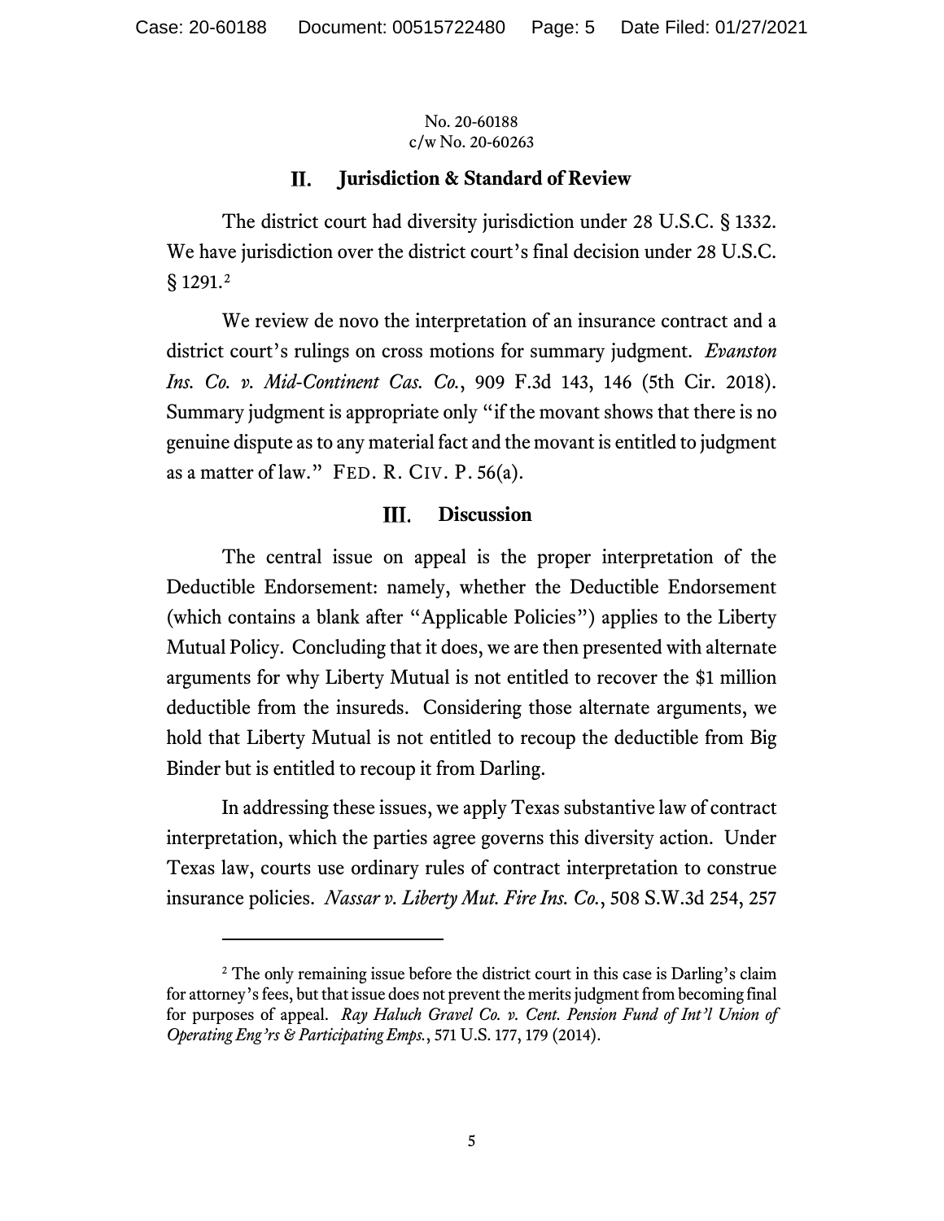## II. Jurisdiction & Standard of Review

The district court had diversity jurisdiction under 28 U.S.C. § 1332. We have jurisdiction over the district court's final decision under 28 U.S.C. § 1291.[2]

We review de novo the interpretation of an insurance contract and a district court's rulings on cross motions for summary judgment. *Evanston Ins. Co. v. Mid-Continent Cas. Co.*, 909 F.3d 143, 146 (5th Cir. 2018). Summary judgment is appropriate only "if the movant shows that there is no genuine dispute as to any material fact and the movant is entitled to judgment as a matter of law." FED. R. CIV. P. 56(a).

## III. Discussion

The central issue on appeal is the proper interpretation of the Deductible Endorsement: namely, whether the Deductible Endorsement (which contains a blank after "Applicable Policies") applies to the Liberty Mutual Policy. Concluding that it does, we are then presented with alternate arguments for why Liberty Mutual is not entitled to recover the $1 million deductible from the insureds. Considering those alternate arguments, we hold that Liberty Mutual is not entitled to recoup the deductible from Big Binder but is entitled to recoup it from Darling.

In addressing these issues, we apply Texas substantive law of contract interpretation, which the parties agree governs this diversity action. Under Texas law, courts use ordinary rules of contract interpretation to construe insurance policies. *Nassar v. Liberty Mut. Fire Ins. Co.*, 508 S.W.3d 254, 257

---

[2] The only remaining issue before the district court in this case is Darling's claim for attorney's fees, but that issue does not prevent the merits judgment from becoming final for purposes of appeal. *Ray Haluch Gravel Co. v. Cent. Pension Fund of Int'l Union of Operating Eng'rs & Participating Emps.*, 571 U.S. 177, 179 (2014).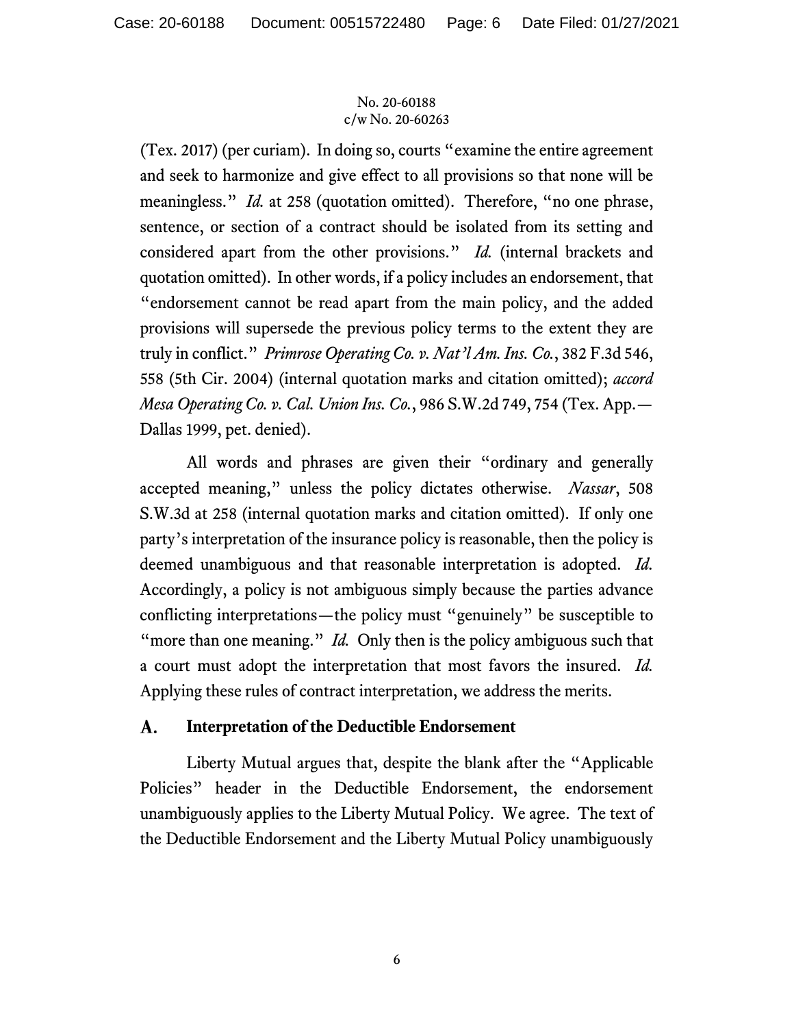(Tex. 2017) (per curiam). In doing so, courts "examine the entire agreement and seek to harmonize and give effect to all provisions so that none will be meaningless." *Id.* at 258 (quotation omitted). Therefore, "no one phrase, sentence, or section of a contract should be isolated from its setting and considered apart from the other provisions." *Id.* (internal brackets and quotation omitted). In other words, if a policy includes an endorsement, that "endorsement cannot be read apart from the main policy, and the added provisions will supersede the previous policy terms to the extent they are truly in conflict." *Primrose Operating Co. v. Nat'l Am. Ins. Co.*, 382 F.3d 546, 558 (5th Cir. 2004) (internal quotation marks and citation omitted); *accord Mesa Operating Co. v. Cal. Union Ins. Co.*, 986 S.W.2d 749, 754 (Tex. App.—Dallas 1999, pet. denied).

All words and phrases are given their "ordinary and generally accepted meaning," unless the policy dictates otherwise. *Nassar*, 508 S.W.3d at 258 (internal quotation marks and citation omitted). If only one party's interpretation of the insurance policy is reasonable, then the policy is deemed unambiguous and that reasonable interpretation is adopted. *Id.* Accordingly, a policy is not ambiguous simply because the parties advance conflicting interpretations—the policy must "genuinely" be susceptible to "more than one meaning." *Id.* Only then is the policy ambiguous such that a court must adopt the interpretation that most favors the insured. *Id.* Applying these rules of contract interpretation, we address the merits.

### A. Interpretation of the Deductible Endorsement

Liberty Mutual argues that, despite the blank after the "Applicable Policies" header in the Deductible Endorsement, the endorsement unambiguously applies to the Liberty Mutual Policy. We agree. The text of the Deductible Endorsement and the Liberty Mutual Policy unambiguously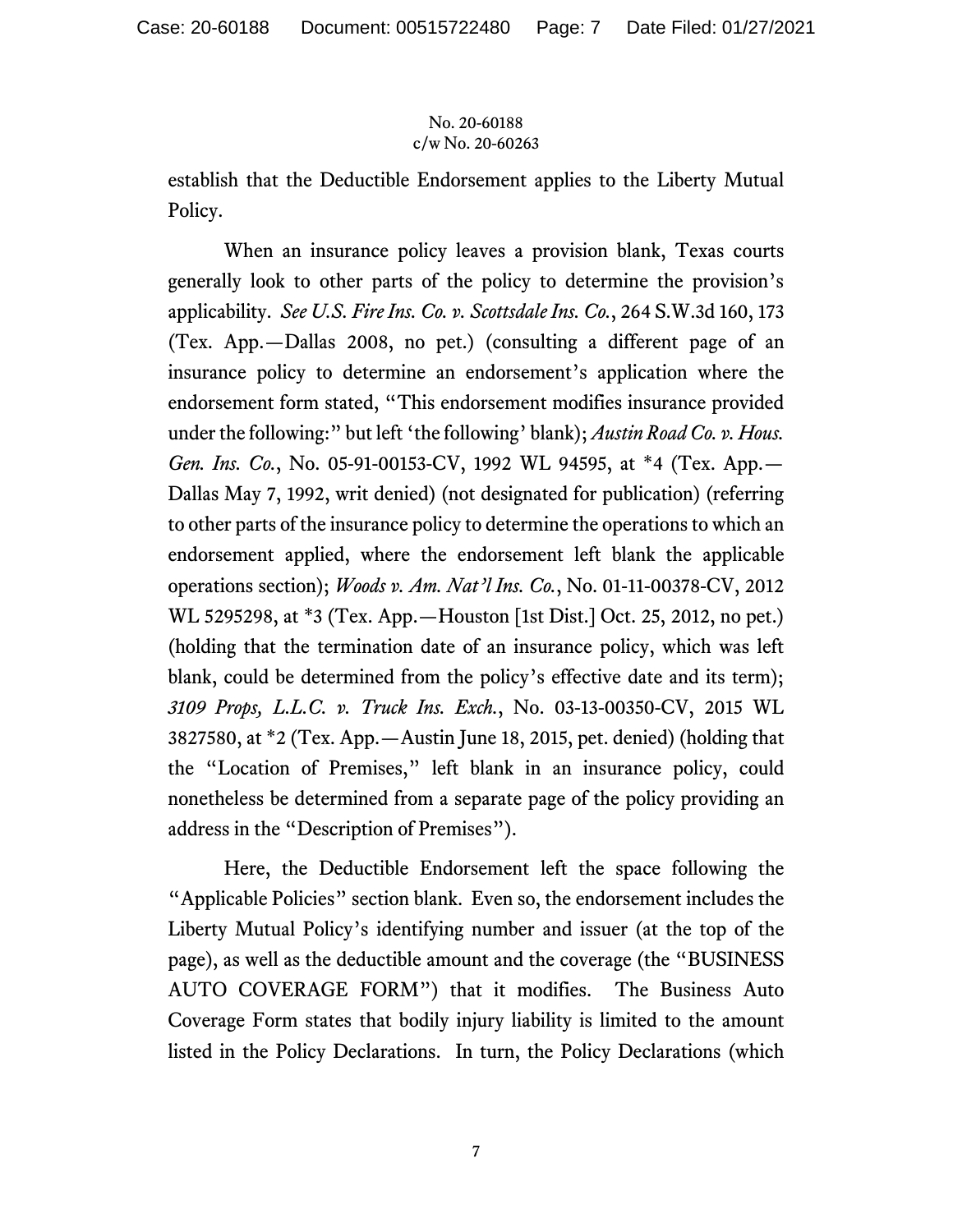establish that the Deductible Endorsement applies to the Liberty Mutual Policy.

When an insurance policy leaves a provision blank, Texas courts generally look to other parts of the policy to determine the provision's applicability. *See U.S. Fire Ins. Co. v. Scottsdale Ins. Co.*, 264 S.W.3d 160, 173 (Tex. App.—Dallas 2008, no pet.) (consulting a different page of an insurance policy to determine an endorsement's application where the endorsement form stated, "This endorsement modifies insurance provided under the following:" but left 'the following' blank); *Austin Road Co. v. Hous. Gen. Ins. Co.*, No. 05-91-00153-CV, 1992 WL 94595, at *4 (Tex. App.—Dallas May 7, 1992, writ denied) (not designated for publication) (referring to other parts of the insurance policy to determine the operations to which an endorsement applied, where the endorsement left blank the applicable operations section); *Woods v. Am. Nat'l Ins. Co.*, No. 01-11-00378-CV, 2012 WL 5295298, at *3 (Tex. App.—Houston [1st Dist.] Oct. 25, 2012, no pet.) (holding that the termination date of an insurance policy, which was left blank, could be determined from the policy's effective date and its term); *3109 Props, L.L.C. v. Truck Ins. Exch.*, No. 03-13-00350-CV, 2015 WL 3827580, at *2 (Tex. App.—Austin June 18, 2015, pet. denied) (holding that the "Location of Premises," left blank in an insurance policy, could nonetheless be determined from a separate page of the policy providing an address in the "Description of Premises").

Here, the Deductible Endorsement left the space following the "Applicable Policies" section blank. Even so, the endorsement includes the Liberty Mutual Policy's identifying number and issuer (at the top of the page), as well as the deductible amount and the coverage (the "BUSINESS AUTO COVERAGE FORM") that it modifies. The Business Auto Coverage Form states that bodily injury liability is limited to the amount listed in the Policy Declarations. In turn, the Policy Declarations (which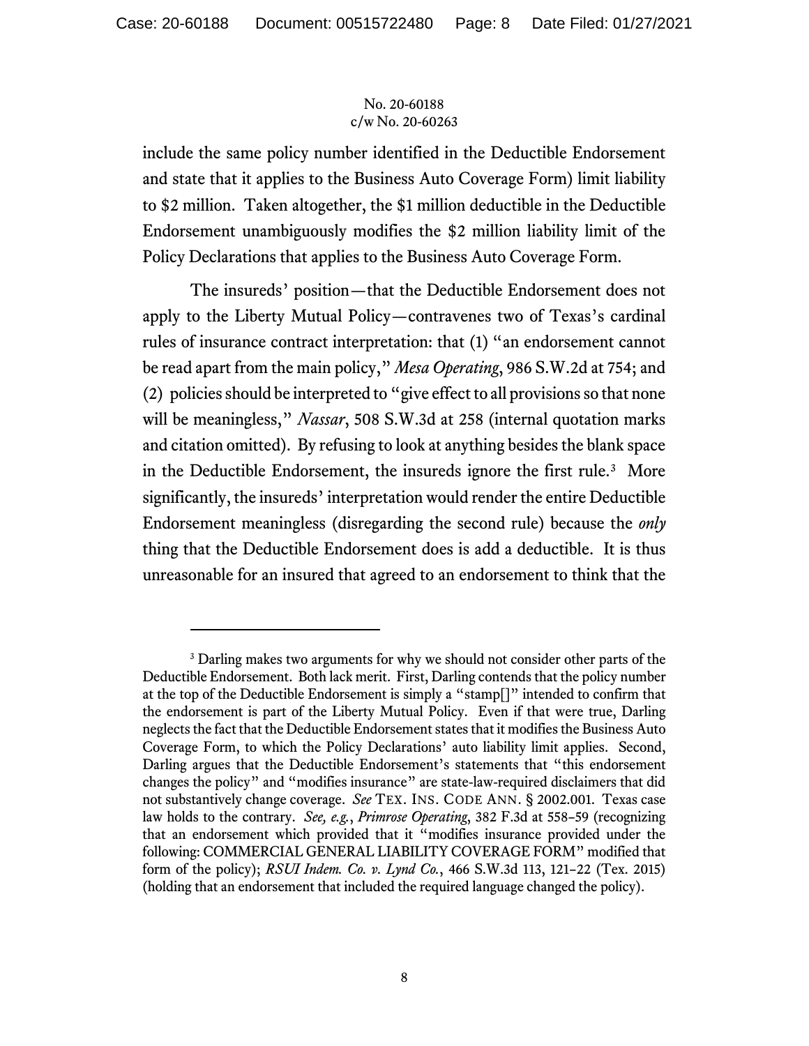include the same policy number identified in the Deductible Endorsement and state that it applies to the Business Auto Coverage Form) limit liability to $2 million. Taken altogether, the $1 million deductible in the Deductible Endorsement unambiguously modifies the $2 million liability limit of the Policy Declarations that applies to the Business Auto Coverage Form.

The insureds' position—that the Deductible Endorsement does not apply to the Liberty Mutual Policy—contravenes two of Texas's cardinal rules of insurance contract interpretation: that (1) "an endorsement cannot be read apart from the main policy," *Mesa Operating*, 986 S.W.2d at 754; and (2) policies should be interpreted to "give effect to all provisions so that none will be meaningless," *Nassar*, 508 S.W.3d at 258 (internal quotation marks and citation omitted). By refusing to look at anything besides the blank space in the Deductible Endorsement, the insureds ignore the first rule.[3] More significantly, the insureds' interpretation would render the entire Deductible Endorsement meaningless (disregarding the second rule) because the *only* thing that the Deductible Endorsement does is add a deductible. It is thus unreasonable for an insured that agreed to an endorsement to think that the

---

[3] Darling makes two arguments for why we should not consider other parts of the Deductible Endorsement. Both lack merit. First, Darling contends that the policy number at the top of the Deductible Endorsement is simply a "stamp[]" intended to confirm that the endorsement is part of the Liberty Mutual Policy. Even if that were true, Darling neglects the fact that the Deductible Endorsement states that it modifies the Business Auto Coverage Form, to which the Policy Declarations' auto liability limit applies. Second, Darling argues that the Deductible Endorsement's statements that "this endorsement changes the policy" and "modifies insurance" are state-law-required disclaimers that did not substantively change coverage. *See* TEX. INS. CODE ANN. § 2002.001. Texas case law holds to the contrary. *See, e.g.*, *Primrose Operating*, 382 F.3d at 558–59 (recognizing that an endorsement which provided that it "modifies insurance provided under the following: COMMERCIAL GENERAL LIABILITY COVERAGE FORM" modified that form of the policy); *RSUI Indem. Co. v. Lynd Co.*, 466 S.W.3d 113, 121–22 (Tex. 2015) (holding that an endorsement that included the required language changed the policy).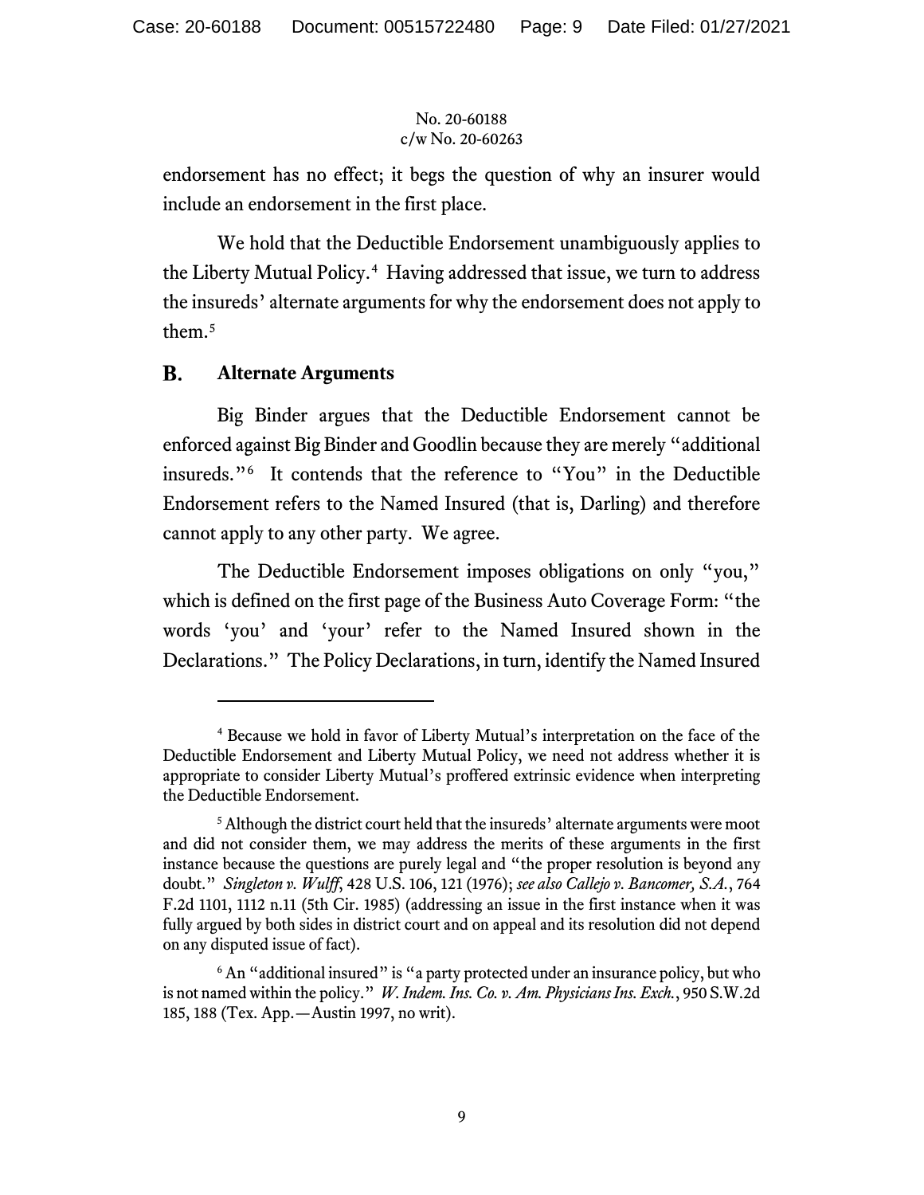endorsement has no effect; it begs the question of why an insurer would include an endorsement in the first place.

We hold that the Deductible Endorsement unambiguously applies to the Liberty Mutual Policy.[4] Having addressed that issue, we turn to address the insureds' alternate arguments for why the endorsement does not apply to them.[5]

## B. Alternate Arguments

Big Binder argues that the Deductible Endorsement cannot be enforced against Big Binder and Goodlin because they are merely "additional insureds."[6] It contends that the reference to "You" in the Deductible Endorsement refers to the Named Insured (that is, Darling) and therefore cannot apply to any other party. We agree.

The Deductible Endorsement imposes obligations on only "you," which is defined on the first page of the Business Auto Coverage Form: "the words 'you' and 'your' refer to the Named Insured shown in the Declarations." The Policy Declarations, in turn, identify the Named Insured

---

[4] Because we hold in favor of Liberty Mutual's interpretation on the face of the Deductible Endorsement and Liberty Mutual Policy, we need not address whether it is appropriate to consider Liberty Mutual's proffered extrinsic evidence when interpreting the Deductible Endorsement.

[5] Although the district court held that the insureds' alternate arguments were moot and did not consider them, we may address the merits of these arguments in the first instance because the questions are purely legal and "the proper resolution is beyond any doubt." *Singleton v. Wulff*, 428 U.S. 106, 121 (1976); *see also Callejo v. Bancomer, S.A.*, 764 F.2d 1101, 1112 n.11 (5th Cir. 1985) (addressing an issue in the first instance when it was fully argued by both sides in district court and on appeal and its resolution did not depend on any disputed issue of fact).

[6] An "additional insured" is "a party protected under an insurance policy, but who is not named within the policy." *W. Indem. Ins. Co. v. Am. Physicians Ins. Exch.*, 950 S.W.2d 185, 188 (Tex. App.—Austin 1997, no writ).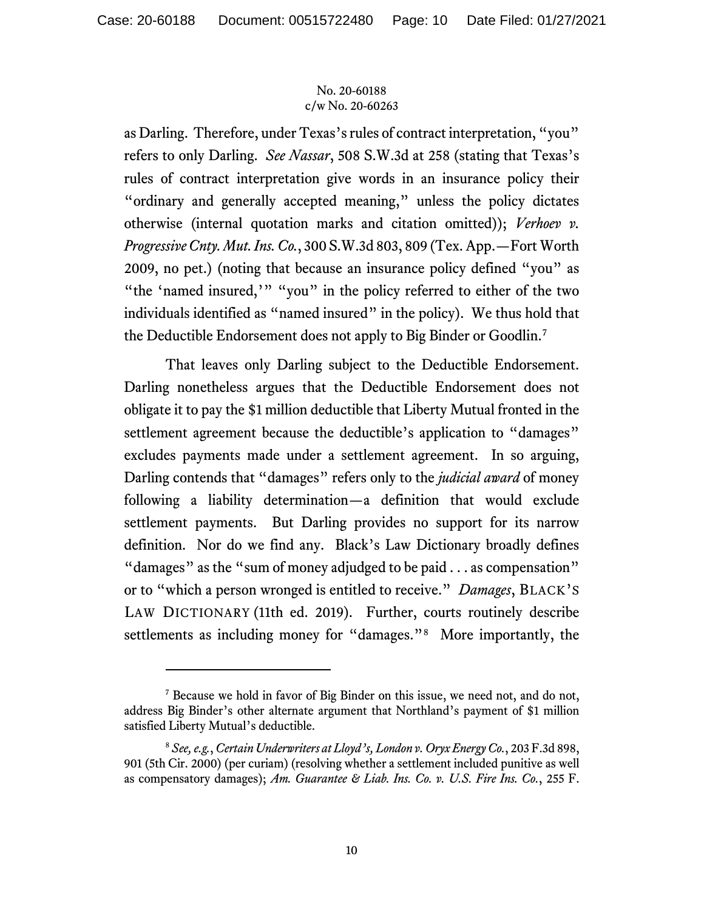as Darling. Therefore, under Texas's rules of contract interpretation, "you" refers to only Darling. *See Nassar*, 508 S.W.3d at 258 (stating that Texas's rules of contract interpretation give words in an insurance policy their "ordinary and generally accepted meaning," unless the policy dictates otherwise (internal quotation marks and citation omitted)); *Verhoev v. Progressive Cnty. Mut. Ins. Co.*, 300 S.W.3d 803, 809 (Tex. App.—Fort Worth 2009, no pet.) (noting that because an insurance policy defined "you" as "the 'named insured,'" "you" in the policy referred to either of the two individuals identified as "named insured" in the policy). We thus hold that the Deductible Endorsement does not apply to Big Binder or Goodlin.[7]

That leaves only Darling subject to the Deductible Endorsement. Darling nonetheless argues that the Deductible Endorsement does not obligate it to pay the $1 million deductible that Liberty Mutual fronted in the settlement agreement because the deductible's application to "damages" excludes payments made under a settlement agreement. In so arguing, Darling contends that "damages" refers only to the *judicial award* of money following a liability determination—a definition that would exclude settlement payments. But Darling provides no support for its narrow definition. Nor do we find any. Black's Law Dictionary broadly defines "damages" as the "sum of money adjudged to be paid . . . as compensation" or to "which a person wronged is entitled to receive." *Damages*, BLACK'S LAW DICTIONARY (11th ed. 2019). Further, courts routinely describe settlements as including money for "damages."[8] More importantly, the

---

[7] Because we hold in favor of Big Binder on this issue, we need not, and do not, address Big Binder's other alternate argument that Northland's payment of $1 million satisfied Liberty Mutual's deductible.

[8] *See, e.g.*, *Certain Underwriters at Lloyd's, London v. Oryx Energy Co.*, 203 F.3d 898, 901 (5th Cir. 2000) (per curiam) (resolving whether a settlement included punitive as well as compensatory damages); *Am. Guarantee & Liab. Ins. Co. v. U.S. Fire Ins. Co.*, 255 F.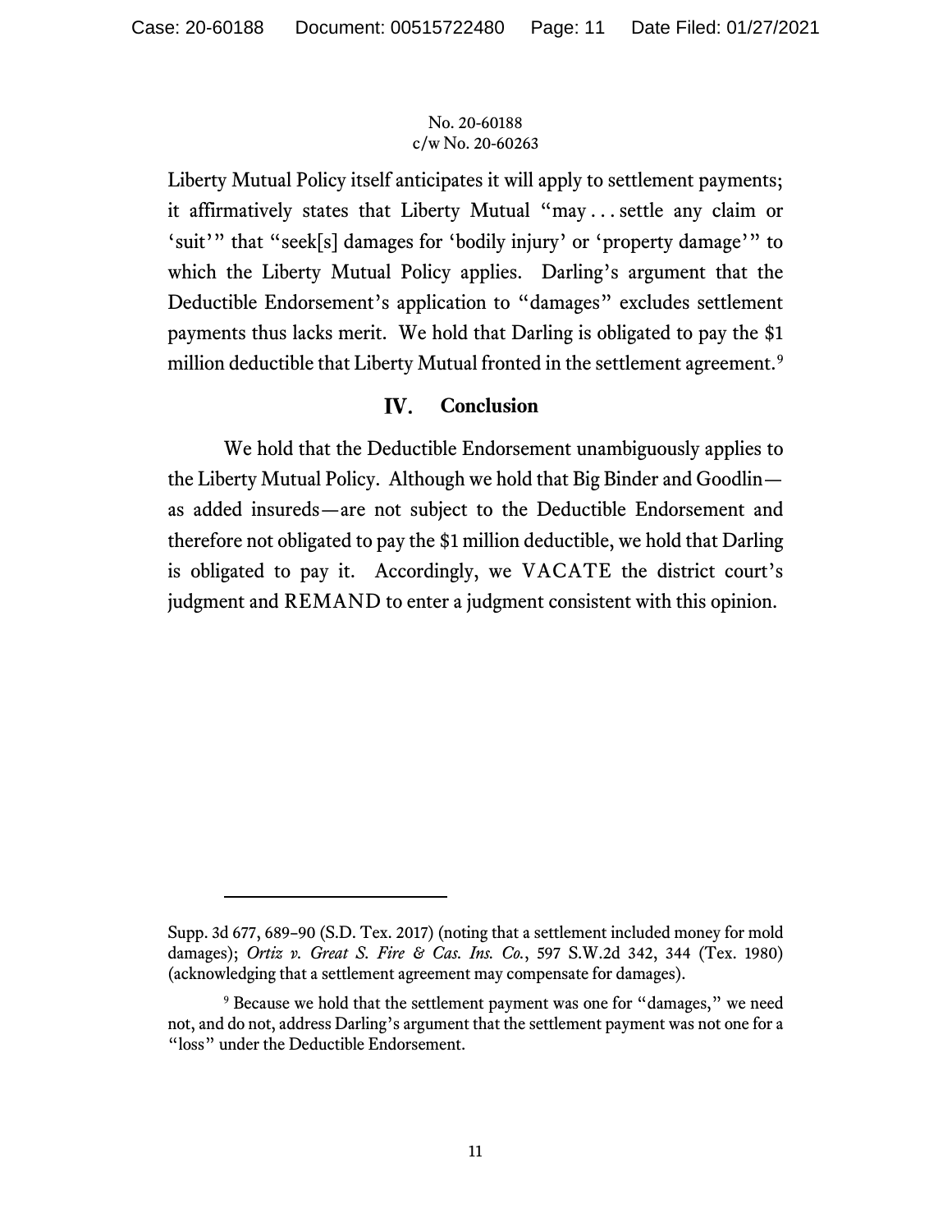Liberty Mutual Policy itself anticipates it will apply to settlement payments; it affirmatively states that Liberty Mutual "may . . . settle any claim or 'suit'" that "seek[s] damages for 'bodily injury' or 'property damage'" to which the Liberty Mutual Policy applies. Darling's argument that the Deductible Endorsement's application to "damages" excludes settlement payments thus lacks merit. We hold that Darling is obligated to pay the $1 million deductible that Liberty Mutual fronted in the settlement agreement.[9]

## IV. Conclusion

We hold that the Deductible Endorsement unambiguously applies to the Liberty Mutual Policy. Although we hold that Big Binder and Goodlin—as added insureds—are not subject to the Deductible Endorsement and therefore not obligated to pay the $1 million deductible, we hold that Darling is obligated to pay it. Accordingly, we VACATE the district court's judgment and REMAND to enter a judgment consistent with this opinion.

---

Supp. 3d 677, 689–90 (S.D. Tex. 2017) (noting that a settlement included money for mold damages); *Ortiz v. Great S. Fire & Cas. Ins. Co.*, 597 S.W.2d 342, 344 (Tex. 1980) (acknowledging that a settlement agreement may compensate for damages).

[9] Because we hold that the settlement payment was one for "damages," we need not, and do not, address Darling's argument that the settlement payment was not one for a "loss" under the Deductible Endorsement.